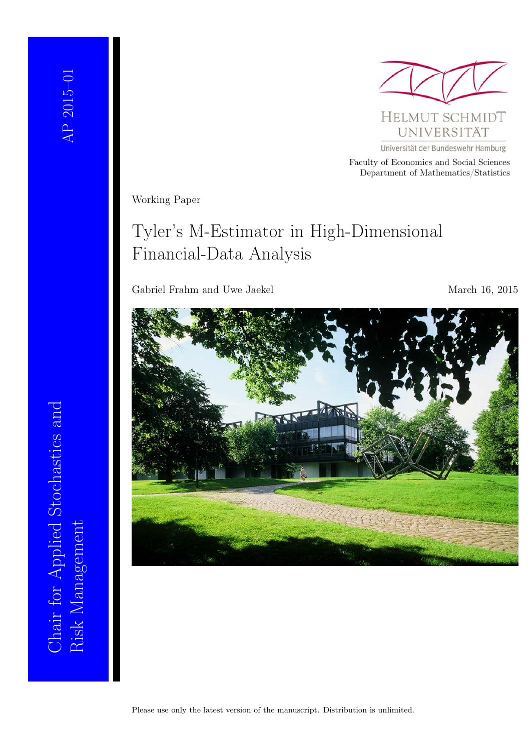AP 2015–01

Chair for Applied Stochastics and Risk Management

HELMUT SCHMIDT UNIVERSITÄT

Universität der Bundeswehr Hamburg

Faculty of Economics and Social Sciences
Department of Mathematics/Statistics

Working Paper

# Tyler's M-Estimator in High-Dimensional Financial-Data Analysis

Gabriel Frahm and Uwe Jaekel

March 16, 2015

Please use only the latest version of the manuscript. Distribution is unlimited.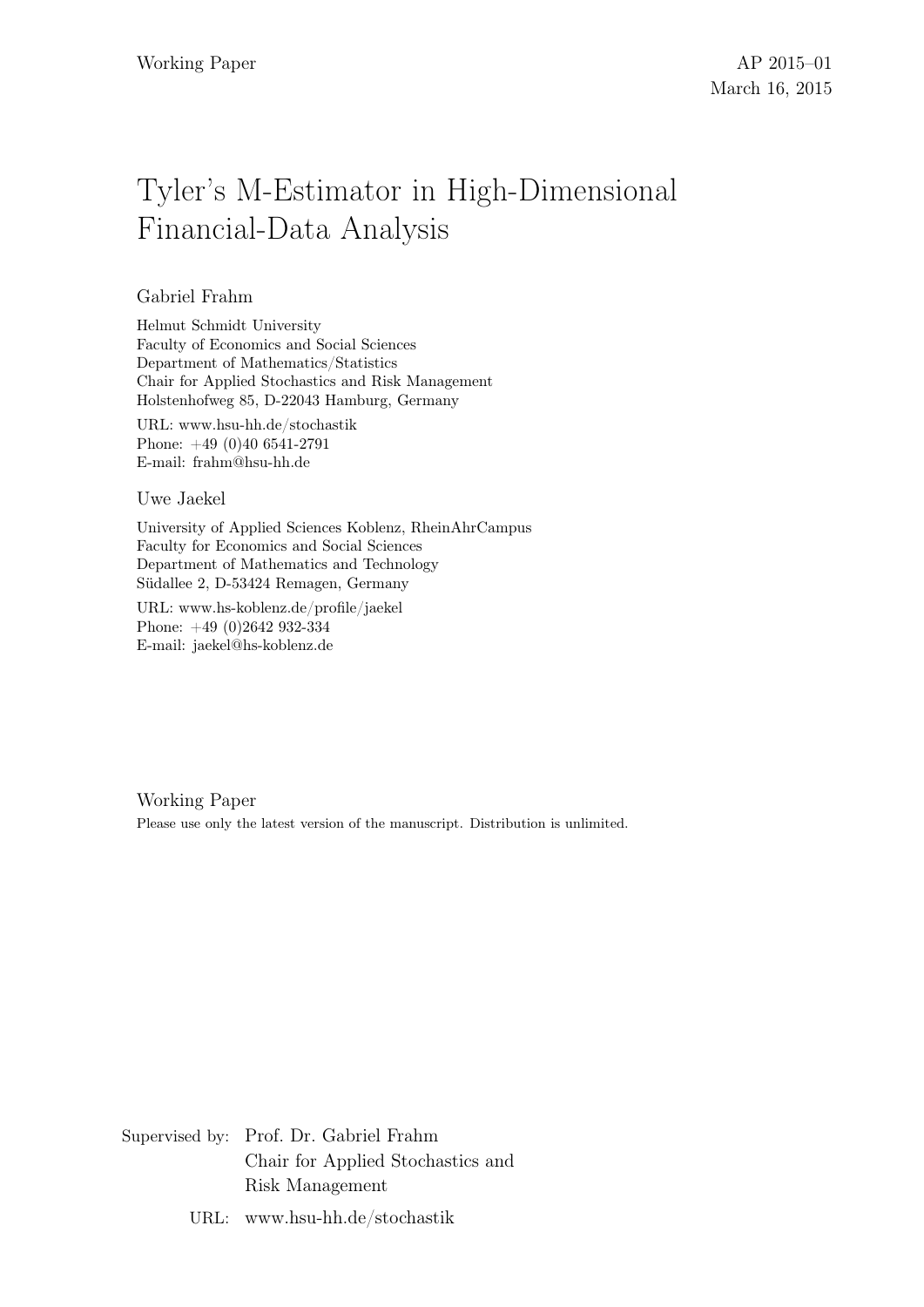Working Paper

AP 2015–01
March 16, 2015

# Tyler's M-Estimator in High-Dimensional Financial-Data Analysis

Gabriel Frahm

Helmut Schmidt University
Faculty of Economics and Social Sciences
Department of Mathematics/Statistics
Chair for Applied Stochastics and Risk Management
Holstenhofweg 85, D-22043 Hamburg, Germany

URL: www.hsu-hh.de/stochastik
Phone: +49 (0)40 6541-2791
E-mail: frahm@hsu-hh.de

Uwe Jaekel

University of Applied Sciences Koblenz, RheinAhrCampus
Faculty for Economics and Social Sciences
Department of Mathematics and Technology
Südallee 2, D-53424 Remagen, Germany

URL: www.hs-koblenz.de/profile/jaekel
Phone: +49 (0)2642 932-334
E-mail: jaekel@hs-koblenz.de

Working Paper
Please use only the latest version of the manuscript. Distribution is unlimited.

Supervised by: Prof. Dr. Gabriel Frahm
Chair for Applied Stochastics and Risk Management

URL: www.hsu-hh.de/stochastik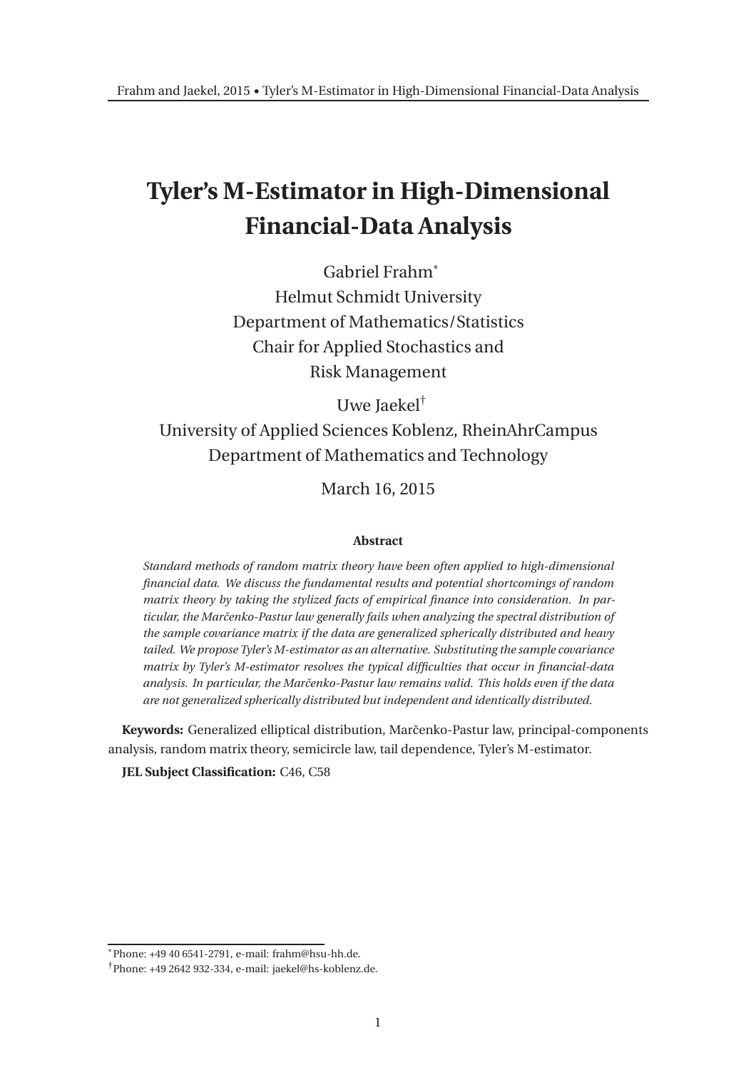# Tyler's M-Estimator in High-Dimensional Financial-Data Analysis

Gabriel Frahm[*]

Helmut Schmidt University

Department of Mathematics/Statistics

Chair for Applied Stochastics and Risk Management

Uwe Jaekel[†]

University of Applied Sciences Koblenz, RheinAhrCampus

Department of Mathematics and Technology

March 16, 2015

**Abstract**

*Standard methods of random matrix theory have been often applied to high-dimensional financial data. We discuss the fundamental results and potential shortcomings of random matrix theory by taking the stylized facts of empirical finance into consideration. In particular, the Marčenko-Pastur law generally fails when analyzing the spectral distribution of the sample covariance matrix if the data are generalized spherically distributed and heavy tailed. We propose Tyler's M-estimator as an alternative. Substituting the sample covariance matrix by Tyler's M-estimator resolves the typical difficulties that occur in financial-data analysis. In particular, the Marčenko-Pastur law remains valid. This holds even if the data are not generalized spherically distributed but independent and identically distributed.*

**Keywords:** Generalized elliptical distribution, Marčenko-Pastur law, principal-components analysis, random matrix theory, semicircle law, tail dependence, Tyler's M-estimator.

**JEL Subject Classification:** C46, C58

[*] Phone: +49 40 6541-2791, e-mail: frahm@hsu-hh.de.

[†] Phone: +49 2642 932-334, e-mail: jaekel@hs-koblenz.de.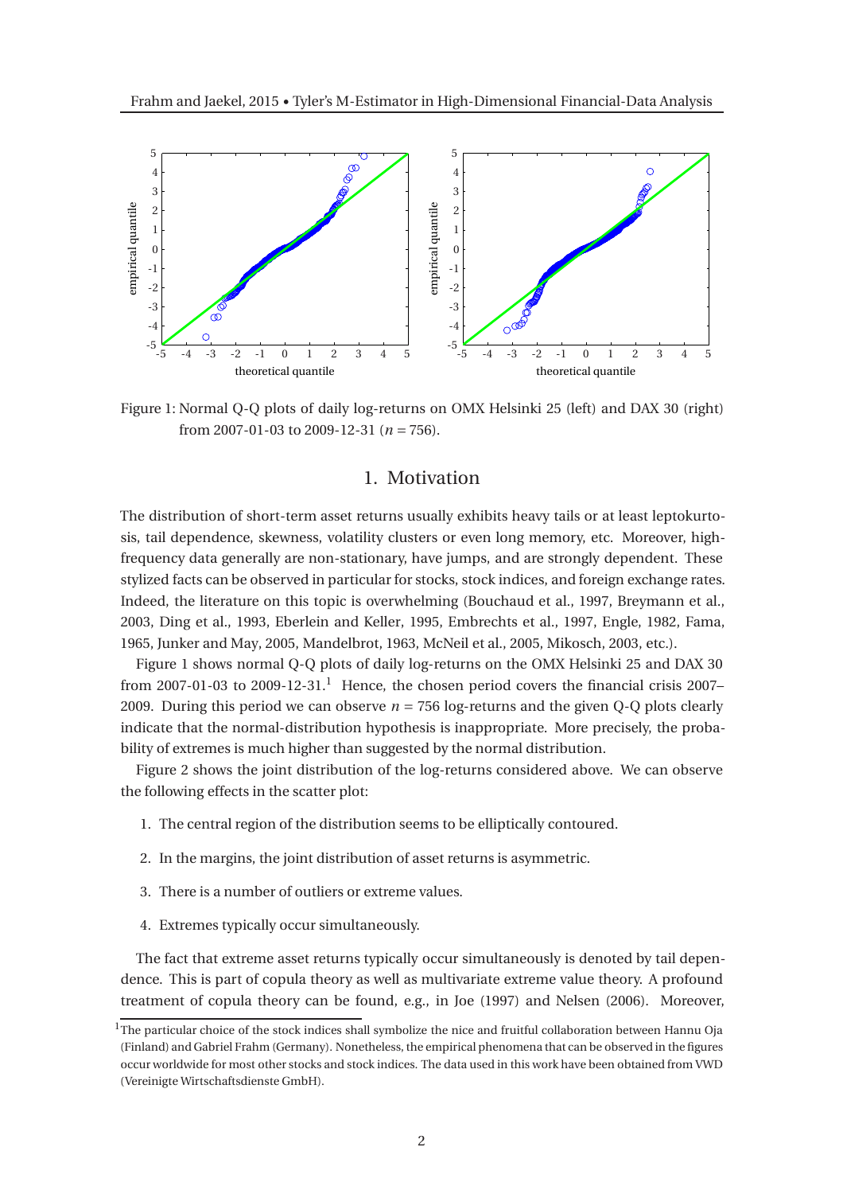Figure 1: Normal Q-Q plots of daily log-returns on OMX Helsinki 25 (left) and DAX 30 (right) from 2007-01-03 to 2009-12-31 ($n = 756$).

## 1. Motivation

The distribution of short-term asset returns usually exhibits heavy tails or at least leptokurtosis, tail dependence, skewness, volatility clusters or even long memory, etc. Moreover, high-frequency data generally are non-stationary, have jumps, and are strongly dependent. These stylized facts can be observed in particular for stocks, stock indices, and foreign exchange rates. Indeed, the literature on this topic is overwhelming (Bouchaud et al., 1997, Breymann et al., 2003, Ding et al., 1993, Eberlein and Keller, 1995, Embrechts et al., 1997, Engle, 1982, Fama, 1965, Junker and May, 2005, Mandelbrot, 1963, McNeil et al., 2005, Mikosch, 2003, etc.).

Figure 1 shows normal Q-Q plots of daily log-returns on the OMX Helsinki 25 and DAX 30 from 2007-01-03 to 2009-12-31.[1] Hence, the chosen period covers the financial crisis 2007–2009. During this period we can observe $n = 756$ log-returns and the given Q-Q plots clearly indicate that the normal-distribution hypothesis is inappropriate. More precisely, the probability of extremes is much higher than suggested by the normal distribution.

Figure 2 shows the joint distribution of the log-returns considered above. We can observe the following effects in the scatter plot:

1. The central region of the distribution seems to be elliptically contoured.
2. In the margins, the joint distribution of asset returns is asymmetric.
3. There is a number of outliers or extreme values.
4. Extremes typically occur simultaneously.

The fact that extreme asset returns typically occur simultaneously is denoted by tail dependence. This is part of copula theory as well as multivariate extreme value theory. A profound treatment of copula theory can be found, e.g., in Joe (1997) and Nelsen (2006). Moreover,

[1] The particular choice of the stock indices shall symbolize the nice and fruitful collaboration between Hannu Oja (Finland) and Gabriel Frahm (Germany). Nonetheless, the empirical phenomena that can be observed in the figures occur worldwide for most other stocks and stock indices. The data used in this work have been obtained from VWD (Vereinigte Wirtschaftsdienste GmbH).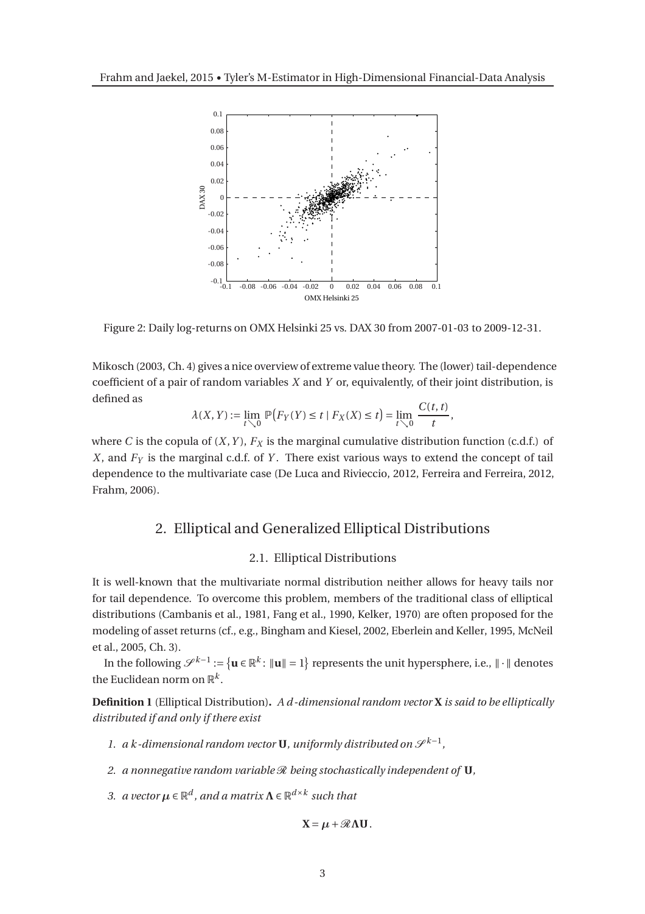Figure 2: Daily log-returns on OMX Helsinki 25 vs. DAX 30 from 2007-01-03 to 2009-12-31.

Mikosch (2003, Ch. 4) gives a nice overview of extreme value theory. The (lower) tail-dependence coefficient of a pair of random variables $X$ and $Y$ or, equivalently, of their joint distribution, is defined as

$$\lambda(X,Y) := \lim_{t \searrow 0} \mathbb{P}\big(F_Y(Y) \le t \mid F_X(X) \le t\big) = \lim_{t \searrow 0} \frac{C(t,t)}{t},$$

where $C$ is the copula of $(X,Y)$, $F_X$ is the marginal cumulative distribution function (c.d.f.) of $X$, and $F_Y$ is the marginal c.d.f. of $Y$. There exist various ways to extend the concept of tail dependence to the multivariate case (De Luca and Rivieccio, 2012, Ferreira and Ferreira, 2012, Frahm, 2006).

## 2. Elliptical and Generalized Elliptical Distributions

### 2.1. Elliptical Distributions

It is well-known that the multivariate normal distribution neither allows for heavy tails nor for tail dependence. To overcome this problem, members of the traditional class of elliptical distributions (Cambanis et al., 1981, Fang et al., 1990, Kelker, 1970) are often proposed for the modeling of asset returns (cf., e.g., Bingham and Kiesel, 2002, Eberlein and Keller, 1995, McNeil et al., 2005, Ch. 3).

In the following $\mathscr{S}^{k-1} := \{\mathbf{u} \in \mathbb{R}^k : \|\mathbf{u}\| = 1\}$ represents the unit hypersphere, i.e., $\|\cdot\|$ denotes the Euclidean norm on $\mathbb{R}^k$.

**Definition 1** (Elliptical Distribution)**.** *A $d$-dimensional random vector $\mathbf{X}$ is said to be elliptically distributed if and only if there exist*

1. *a $k$-dimensional random vector $\mathbf{U}$, uniformly distributed on $\mathscr{S}^{k-1}$,*
2. *a nonnegative random variable $\mathscr{R}$ being stochastically independent of $\mathbf{U}$,*
3. *a vector $\boldsymbol{\mu} \in \mathbb{R}^d$, and a matrix $\boldsymbol{\Lambda} \in \mathbb{R}^{d \times k}$ such that*

$$\mathbf{X} = \boldsymbol{\mu} + \mathscr{R}\boldsymbol{\Lambda}\mathbf{U}.$$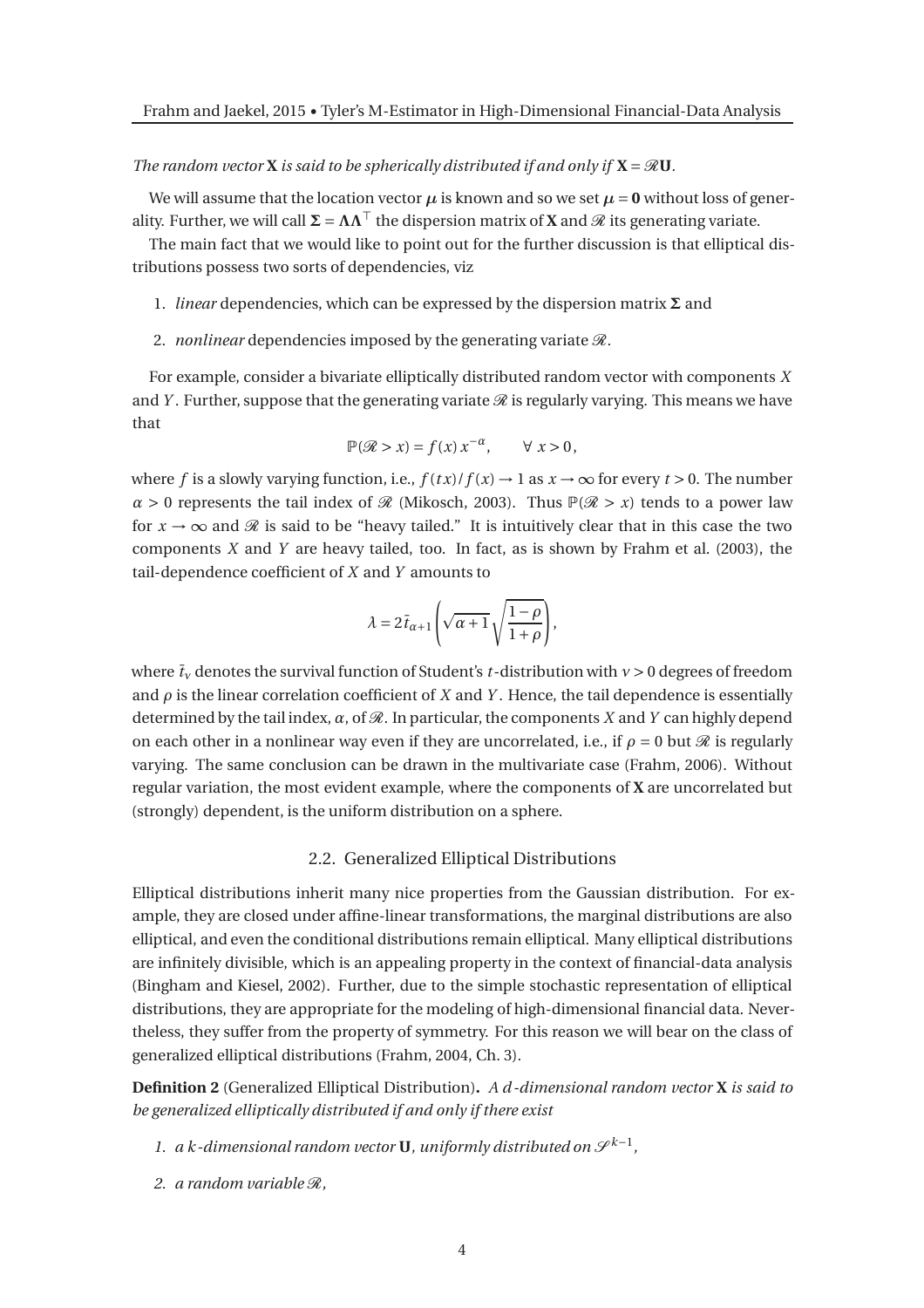*The random vector* $\mathbf{X}$ *is said to be spherically distributed if and only if* $\mathbf{X} = \mathcal{R}\mathbf{U}$.

We will assume that the location vector $\boldsymbol{\mu}$ is known and so we set $\boldsymbol{\mu} = \mathbf{0}$ without loss of generality. Further, we will call $\boldsymbol{\Sigma} = \boldsymbol{\Lambda}\boldsymbol{\Lambda}^\top$ the dispersion matrix of $\mathbf{X}$ and $\mathcal{R}$ its generating variate.

The main fact that we would like to point out for the further discussion is that elliptical distributions possess two sorts of dependencies, viz

1. *linear* dependencies, which can be expressed by the dispersion matrix $\boldsymbol{\Sigma}$ and
2. *nonlinear* dependencies imposed by the generating variate $\mathcal{R}$.

For example, consider a bivariate elliptically distributed random vector with components $X$ and $Y$. Further, suppose that the generating variate $\mathcal{R}$ is regularly varying. This means we have that

$$\mathbb{P}(\mathcal{R} > x) = f(x)\, x^{-\alpha}, \qquad \forall\ x > 0,$$

where $f$ is a slowly varying function, i.e., $f(tx)/f(x) \to 1$ as $x \to \infty$ for every $t > 0$. The number $\alpha > 0$ represents the tail index of $\mathcal{R}$ (Mikosch, 2003). Thus $\mathbb{P}(\mathcal{R} > x)$ tends to a power law for $x \to \infty$ and $\mathcal{R}$ is said to be "heavy tailed." It is intuitively clear that in this case the two components $X$ and $Y$ are heavy tailed, too. In fact, as is shown by Frahm et al. (2003), the tail-dependence coefficient of $X$ and $Y$ amounts to

$$\lambda = 2\bar{t}_{\alpha+1}\left(\sqrt{\alpha+1}\sqrt{\frac{1-\rho}{1+\rho}}\right),$$

where $\bar{t}_\nu$ denotes the survival function of Student's $t$-distribution with $\nu > 0$ degrees of freedom and $\rho$ is the linear correlation coefficient of $X$ and $Y$. Hence, the tail dependence is essentially determined by the tail index, $\alpha$, of $\mathcal{R}$. In particular, the components $X$ and $Y$ can highly depend on each other in a nonlinear way even if they are uncorrelated, i.e., if $\rho = 0$ but $\mathcal{R}$ is regularly varying. The same conclusion can be drawn in the multivariate case (Frahm, 2006). Without regular variation, the most evident example, where the components of $\mathbf{X}$ are uncorrelated but (strongly) dependent, is the uniform distribution on a sphere.

## 2.2. Generalized Elliptical Distributions

Elliptical distributions inherit many nice properties from the Gaussian distribution. For example, they are closed under affine-linear transformations, the marginal distributions are also elliptical, and even the conditional distributions remain elliptical. Many elliptical distributions are infinitely divisible, which is an appealing property in the context of financial-data analysis (Bingham and Kiesel, 2002). Further, due to the simple stochastic representation of elliptical distributions, they are appropriate for the modeling of high-dimensional financial data. Nevertheless, they suffer from the property of symmetry. For this reason we will bear on the class of generalized elliptical distributions (Frahm, 2004, Ch. 3).

**Definition 2** (Generalized Elliptical Distribution)**.** *A $d$-dimensional random vector* $\mathbf{X}$ *is said to be generalized elliptically distributed if and only if there exist*

1. *a $k$-dimensional random vector* $\mathbf{U}$*, uniformly distributed on* $\mathcal{S}^{k-1}$*,*
2. *a random variable* $\mathcal{R}$*,*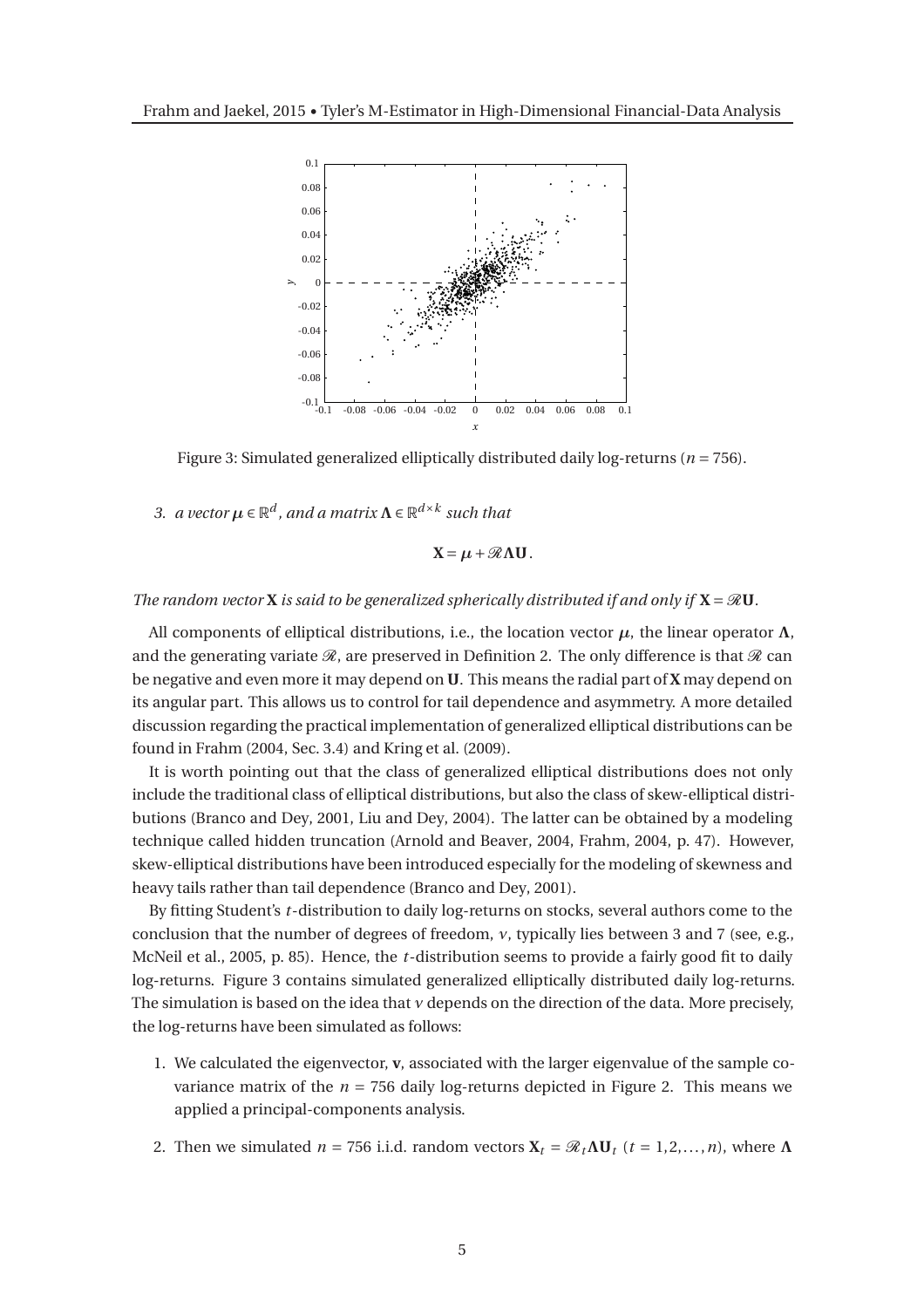Figure 3: Simulated generalized elliptically distributed daily log-returns ($n = 756$).

3. *a vector* $\boldsymbol{\mu} \in \mathbb{R}^d$*, and a matrix* $\boldsymbol{\Lambda} \in \mathbb{R}^{d \times k}$ *such that*

$$\mathbf{X} = \boldsymbol{\mu} + \mathscr{R}\boldsymbol{\Lambda}\mathbf{U}.$$

*The random vector* $\mathbf{X}$ *is said to be generalized spherically distributed if and only if* $\mathbf{X} = \mathscr{R}\mathbf{U}$*.*

All components of elliptical distributions, i.e., the location vector $\boldsymbol{\mu}$, the linear operator $\boldsymbol{\Lambda}$, and the generating variate $\mathscr{R}$, are preserved in Definition 2. The only difference is that $\mathscr{R}$ can be negative and even more it may depend on $\mathbf{U}$. This means the radial part of $\mathbf{X}$ may depend on its angular part. This allows us to control for tail dependence and asymmetry. A more detailed discussion regarding the practical implementation of generalized elliptical distributions can be found in Frahm (2004, Sec. 3.4) and Kring et al. (2009).

It is worth pointing out that the class of generalized elliptical distributions does not only include the traditional class of elliptical distributions, but also the class of skew-elliptical distributions (Branco and Dey, 2001, Liu and Dey, 2004). The latter can be obtained by a modeling technique called hidden truncation (Arnold and Beaver, 2004, Frahm, 2004, p. 47). However, skew-elliptical distributions have been introduced especially for the modeling of skewness and heavy tails rather than tail dependence (Branco and Dey, 2001).

By fitting Student's $t$-distribution to daily log-returns on stocks, several authors come to the conclusion that the number of degrees of freedom, $\nu$, typically lies between 3 and 7 (see, e.g., McNeil et al., 2005, p. 85). Hence, the $t$-distribution seems to provide a fairly good fit to daily log-returns. Figure 3 contains simulated generalized elliptically distributed daily log-returns. The simulation is based on the idea that $\nu$ depends on the direction of the data. More precisely, the log-returns have been simulated as follows:

1. We calculated the eigenvector, $\mathbf{v}$, associated with the larger eigenvalue of the sample covariance matrix of the $n = 756$ daily log-returns depicted in Figure 2. This means we applied a principal-components analysis.
2. Then we simulated $n = 756$ i.i.d. random vectors $\mathbf{X}_t = \mathscr{R}_t\boldsymbol{\Lambda}\mathbf{U}_t$ ($t = 1, 2, \ldots, n$), where $\boldsymbol{\Lambda}$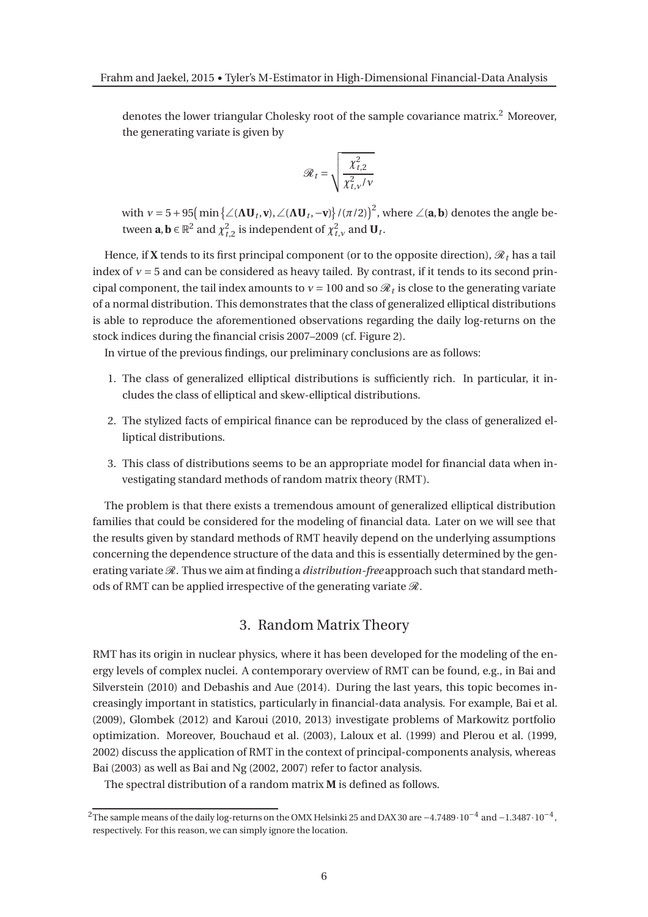denotes the lower triangular Cholesky root of the sample covariance matrix.[2] Moreover, the generating variate is given by

$$\mathscr{R}_t = \sqrt{\frac{\chi^2_{t,2}}{\chi^2_{t,\nu}/\nu}}$$

with $\nu = 5 + 95\big(\min\{\angle(\mathbf{\Lambda U}_t, \mathbf{v}), \angle(\mathbf{\Lambda U}_t, -\mathbf{v})\}/(\pi/2)\big)^2$, where $\angle(\mathbf{a}, \mathbf{b})$ denotes the angle between $\mathbf{a}, \mathbf{b} \in \mathbb{R}^2$ and $\chi^2_{t,2}$ is independent of $\chi^2_{t,\nu}$ and $\mathbf{U}_t$.

Hence, if $\mathbf{X}$ tends to its first principal component (or to the opposite direction), $\mathscr{R}_t$ has a tail index of $\nu = 5$ and can be considered as heavy tailed. By contrast, if it tends to its second principal component, the tail index amounts to $\nu = 100$ and so $\mathscr{R}_t$ is close to the generating variate of a normal distribution. This demonstrates that the class of generalized elliptical distributions is able to reproduce the aforementioned observations regarding the daily log-returns on the stock indices during the financial crisis 2007–2009 (cf. Figure 2).

In virtue of the previous findings, our preliminary conclusions are as follows:

1. The class of generalized elliptical distributions is sufficiently rich. In particular, it includes the class of elliptical and skew-elliptical distributions.
2. The stylized facts of empirical finance can be reproduced by the class of generalized elliptical distributions.
3. This class of distributions seems to be an appropriate model for financial data when investigating standard methods of random matrix theory (RMT).

The problem is that there exists a tremendous amount of generalized elliptical distribution families that could be considered for the modeling of financial data. Later on we will see that the results given by standard methods of RMT heavily depend on the underlying assumptions concerning the dependence structure of the data and this is essentially determined by the generating variate $\mathscr{R}$. Thus we aim at finding a *distribution-free* approach such that standard methods of RMT can be applied irrespective of the generating variate $\mathscr{R}$.

## 3. Random Matrix Theory

RMT has its origin in nuclear physics, where it has been developed for the modeling of the energy levels of complex nuclei. A contemporary overview of RMT can be found, e.g., in Bai and Silverstein (2010) and Debashis and Aue (2014). During the last years, this topic becomes increasingly important in statistics, particularly in financial-data analysis. For example, Bai et al. (2009), Glombek (2012) and Karoui (2010, 2013) investigate problems of Markowitz portfolio optimization. Moreover, Bouchaud et al. (2003), Laloux et al. (1999) and Plerou et al. (1999, 2002) discuss the application of RMT in the context of principal-components analysis, whereas Bai (2003) as well as Bai and Ng (2002, 2007) refer to factor analysis.

The spectral distribution of a random matrix $\mathbf{M}$ is defined as follows.

[2] The sample means of the daily log-returns on the OMX Helsinki 25 and DAX 30 are $-4.7489 \cdot 10^{-4}$ and $-1.3487 \cdot 10^{-4}$, respectively. For this reason, we can simply ignore the location.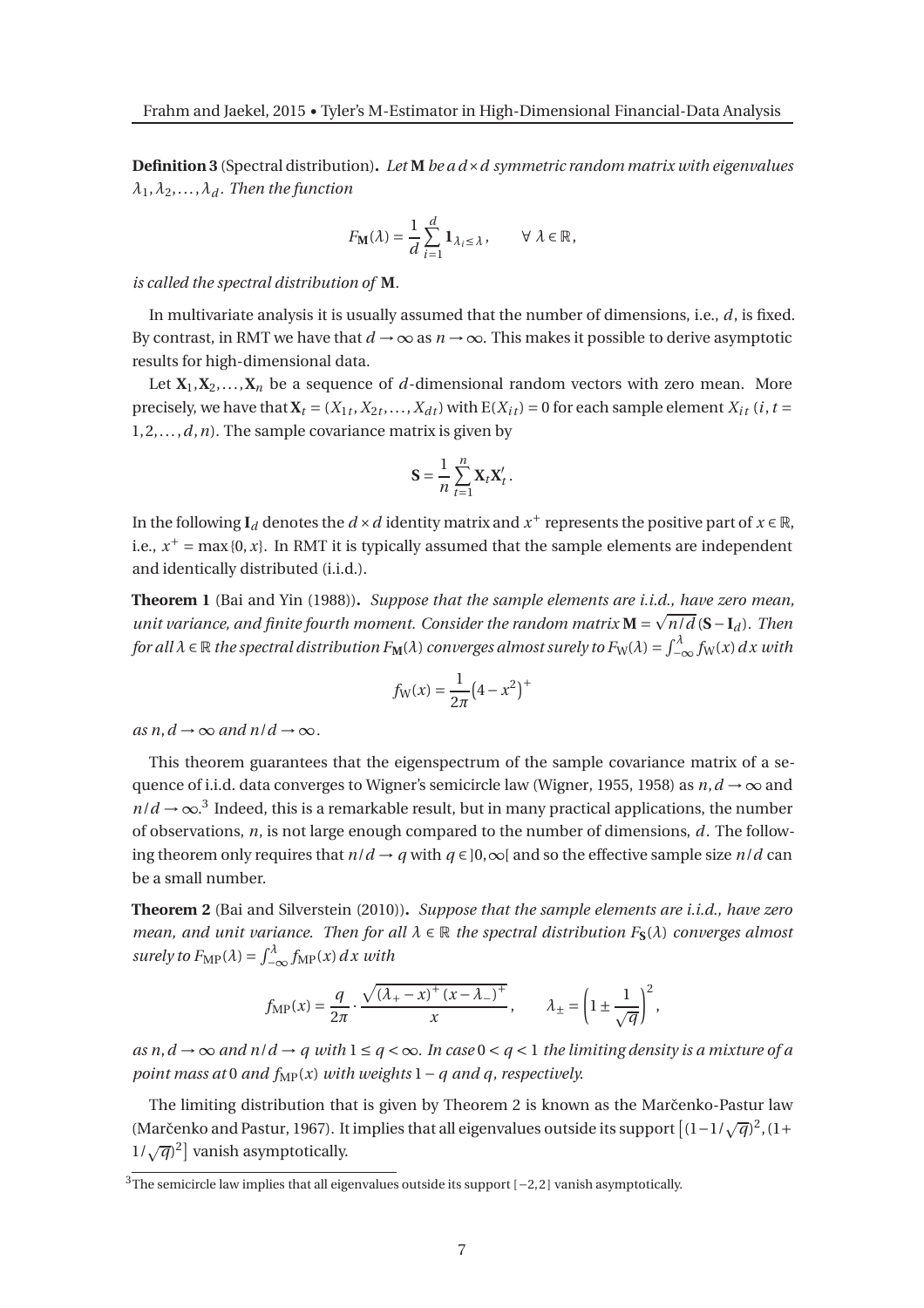**Definition 3** (Spectral distribution)**.** *Let* $\mathbf{M}$ *be a* $d \times d$ *symmetric random matrix with eigenvalues* $\lambda_1, \lambda_2, \ldots, \lambda_d$*. Then the function*

$$F_{\mathbf{M}}(\lambda) = \frac{1}{d} \sum_{i=1}^{d} \mathbf{1}_{\lambda_i \leq \lambda}, \qquad \forall\, \lambda \in \mathbb{R},$$

*is called the spectral distribution of* $\mathbf{M}$*.*

In multivariate analysis it is usually assumed that the number of dimensions, i.e., $d$, is fixed. By contrast, in RMT we have that $d \to \infty$ as $n \to \infty$. This makes it possible to derive asymptotic results for high-dimensional data.

Let $\mathbf{X}_1, \mathbf{X}_2, \ldots, \mathbf{X}_n$ be a sequence of $d$-dimensional random vectors with zero mean. More precisely, we have that $\mathbf{X}_t = (X_{1t}, X_{2t}, \ldots, X_{dt})$ with $\mathrm{E}(X_{it}) = 0$ for each sample element $X_{it}$ ($i, t = 1, 2, \ldots, d, n$). The sample covariance matrix is given by

$$\mathbf{S} = \frac{1}{n} \sum_{t=1}^{n} \mathbf{X}_t \mathbf{X}_t'.$$

In the following $\mathbf{I}_d$ denotes the $d \times d$ identity matrix and $x^+$ represents the positive part of $x \in \mathbb{R}$, i.e., $x^+ = \max\{0, x\}$. In RMT it is typically assumed that the sample elements are independent and identically distributed (i.i.d.).

**Theorem 1** (Bai and Yin (1988))**.** *Suppose that the sample elements are i.i.d., have zero mean, unit variance, and finite fourth moment. Consider the random matrix* $\mathbf{M} = \sqrt{n/d}\,(\mathbf{S} - \mathbf{I}_d)$*. Then for all* $\lambda \in \mathbb{R}$ *the spectral distribution* $F_{\mathbf{M}}(\lambda)$ *converges almost surely to* $F_{\mathrm{W}}(\lambda) = \int_{-\infty}^{\lambda} f_{\mathrm{W}}(x)\,dx$ *with*

$$f_{\mathrm{W}}(x) = \frac{1}{2\pi}\big(4 - x^2\big)^+$$

*as* $n, d \to \infty$ *and* $n/d \to \infty$*.*

This theorem guarantees that the eigenspectrum of the sample covariance matrix of a sequence of i.i.d. data converges to Wigner's semicircle law (Wigner, 1955, 1958) as $n, d \to \infty$ and $n/d \to \infty$.[3] Indeed, this is a remarkable result, but in many practical applications, the number of observations, $n$, is not large enough compared to the number of dimensions, $d$. The following theorem only requires that $n/d \to q$ with $q \in ]0, \infty[$ and so the effective sample size $n/d$ can be a small number.

**Theorem 2** (Bai and Silverstein (2010))**.** *Suppose that the sample elements are i.i.d., have zero mean, and unit variance. Then for all* $\lambda \in \mathbb{R}$ *the spectral distribution* $F_{\mathbf{S}}(\lambda)$ *converges almost surely to* $F_{\mathrm{MP}}(\lambda) = \int_{-\infty}^{\lambda} f_{\mathrm{MP}}(x)\,dx$ *with*

$$f_{\mathrm{MP}}(x) = \frac{q}{2\pi} \cdot \frac{\sqrt{(\lambda_+ - x)^+ \, (x - \lambda_-)^+}}{x}, \qquad \lambda_\pm = \left(1 \pm \frac{1}{\sqrt{q}}\right)^2,$$

*as* $n, d \to \infty$ *and* $n/d \to q$ *with* $1 \leq q < \infty$*. In case* $0 < q < 1$ *the limiting density is a mixture of a point mass at* $0$ *and* $f_{\mathrm{MP}}(x)$ *with weights* $1 - q$ *and* $q$*, respectively.*

The limiting distribution that is given by Theorem 2 is known as the Marčenko-Pastur law (Marčenko and Pastur, 1967). It implies that all eigenvalues outside its support $\big[(1 - 1/\sqrt{q})^2, (1 + 1/\sqrt{q})^2\big]$ vanish asymptotically.

[3] The semicircle law implies that all eigenvalues outside its support $[-2, 2]$ vanish asymptotically.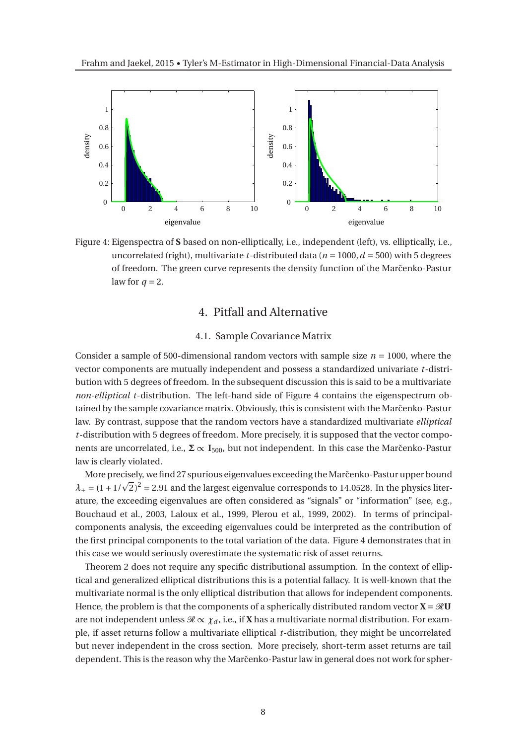Figure 4: Eigenspectra of $\mathbf{S}$ based on non-elliptically, i.e., independent (left), vs. elliptically, i.e., uncorrelated (right), multivariate $t$-distributed data ($n = 1000$, $d = 500$) with 5 degrees of freedom. The green curve represents the density function of the Marčenko-Pastur law for $q = 2$.

# 4. Pitfall and Alternative

## 4.1. Sample Covariance Matrix

Consider a sample of 500-dimensional random vectors with sample size $n = 1000$, where the vector components are mutually independent and possess a standardized univariate $t$-distribution with 5 degrees of freedom. In the subsequent discussion this is said to be a multivariate *non-elliptical* $t$-distribution. The left-hand side of Figure 4 contains the eigenspectrum obtained by the sample covariance matrix. Obviously, this is consistent with the Marčenko-Pastur law. By contrast, suppose that the random vectors have a standardized multivariate *elliptical* $t$-distribution with 5 degrees of freedom. More precisely, it is supposed that the vector components are uncorrelated, i.e., $\mathbf{\Sigma} \propto \mathbf{I}_{500}$, but not independent. In this case the Marčenko-Pastur law is clearly violated.

More precisely, we find 27 spurious eigenvalues exceeding the Marčenko-Pastur upper bound $\lambda_+ = (1 + 1/\sqrt{2})^2 = 2.91$ and the largest eigenvalue corresponds to 14.0528. In the physics literature, the exceeding eigenvalues are often considered as "signals" or "information" (see, e.g., Bouchaud et al., 2003, Laloux et al., 1999, Plerou et al., 1999, 2002). In terms of principal-components analysis, the exceeding eigenvalues could be interpreted as the contribution of the first principal components to the total variation of the data. Figure 4 demonstrates that in this case we would seriously overestimate the systematic risk of asset returns.

Theorem 2 does not require any specific distributional assumption. In the context of elliptical and generalized elliptical distributions this is a potential fallacy. It is well-known that the multivariate normal is the only elliptical distribution that allows for independent components. Hence, the problem is that the components of a spherically distributed random vector $\mathbf{X} = \mathcal{R}\mathbf{U}$ are not independent unless $\mathcal{R} \propto \chi_d$, i.e., if $\mathbf{X}$ has a multivariate normal distribution. For example, if asset returns follow a multivariate elliptical $t$-distribution, they might be uncorrelated but never independent in the cross section. More precisely, short-term asset returns are tail dependent. This is the reason why the Marčenko-Pastur law in general does not work for spher-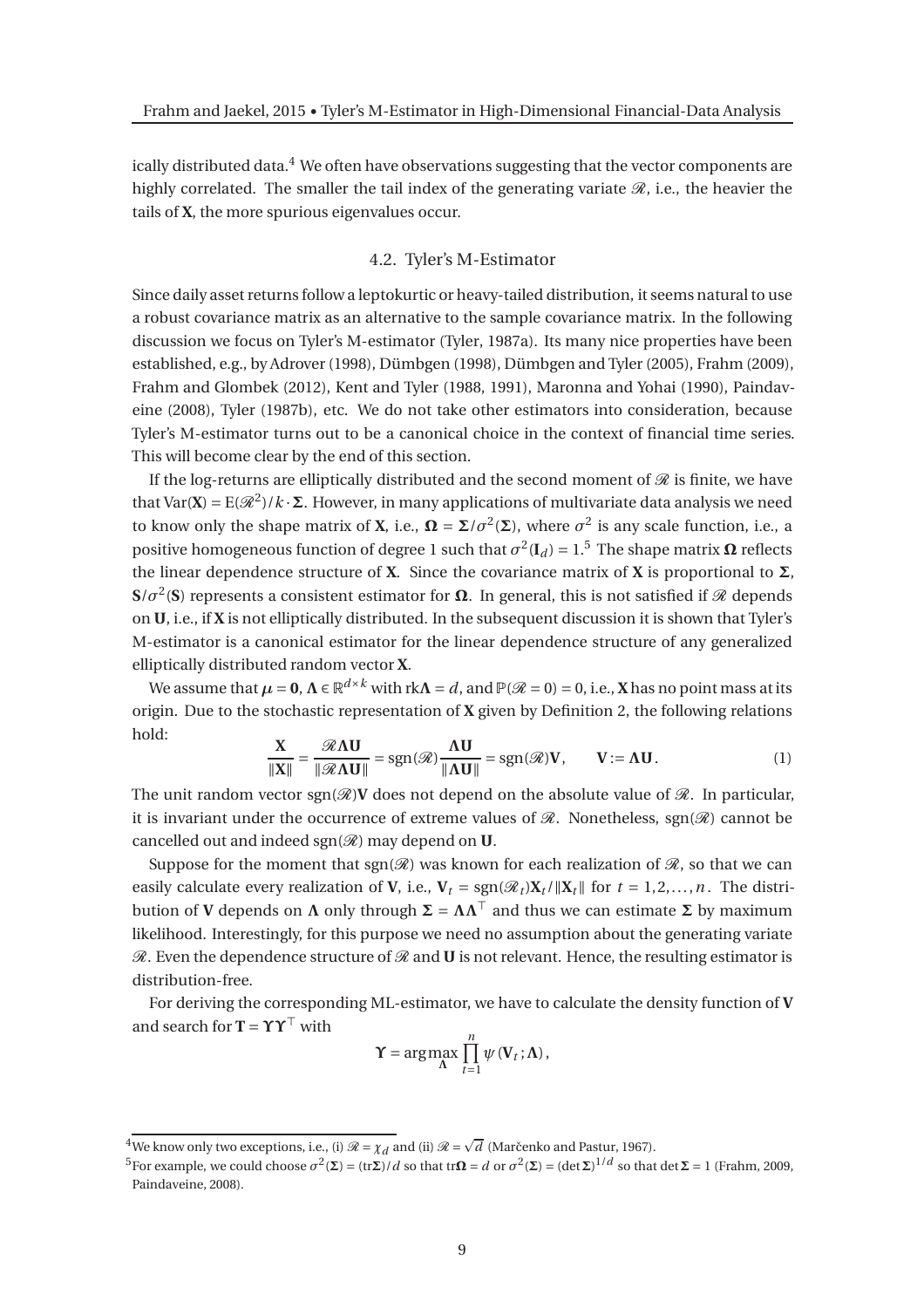ically distributed data.[4] We often have observations suggesting that the vector components are highly correlated. The smaller the tail index of the generating variate $\mathscr{R}$, i.e., the heavier the tails of $\mathbf{X}$, the more spurious eigenvalues occur.

### 4.2. Tyler's M-Estimator

Since daily asset returns follow a leptokurtic or heavy-tailed distribution, it seems natural to use a robust covariance matrix as an alternative to the sample covariance matrix. In the following discussion we focus on Tyler's M-estimator (Tyler, 1987a). Its many nice properties have been established, e.g., by Adrover (1998), Dümbgen (1998), Dümbgen and Tyler (2005), Frahm (2009), Frahm and Glombek (2012), Kent and Tyler (1988, 1991), Maronna and Yohai (1990), Paindaveine (2008), Tyler (1987b), etc. We do not take other estimators into consideration, because Tyler's M-estimator turns out to be a canonical choice in the context of financial time series. This will become clear by the end of this section.

If the log-returns are elliptically distributed and the second moment of $\mathscr{R}$ is finite, we have that $\mathrm{Var}(\mathbf{X}) = \mathrm{E}(\mathscr{R}^2)/k \cdot \mathbf{\Sigma}$. However, in many applications of multivariate data analysis we need to know only the shape matrix of $\mathbf{X}$, i.e., $\mathbf{\Omega} = \mathbf{\Sigma}/\sigma^2(\mathbf{\Sigma})$, where $\sigma^2$ is any scale function, i.e., a positive homogeneous function of degree 1 such that $\sigma^2(\mathbf{I}_d) = 1$.[5] The shape matrix $\mathbf{\Omega}$ reflects the linear dependence structure of $\mathbf{X}$. Since the covariance matrix of $\mathbf{X}$ is proportional to $\mathbf{\Sigma}$, $\mathbf{S}/\sigma^2(\mathbf{S})$ represents a consistent estimator for $\mathbf{\Omega}$. In general, this is not satisfied if $\mathscr{R}$ depends on $\mathbf{U}$, i.e., if $\mathbf{X}$ is not elliptically distributed. In the subsequent discussion it is shown that Tyler's M-estimator is a canonical estimator for the linear dependence structure of any generalized elliptically distributed random vector $\mathbf{X}$.

We assume that $\boldsymbol{\mu} = \mathbf{0}$, $\mathbf{\Lambda} \in \mathbb{R}^{d\times k}$ with $\mathrm{rk}\mathbf{\Lambda} = d$, and $\mathbb{P}(\mathscr{R} = 0) = 0$, i.e., $\mathbf{X}$ has no point mass at its origin. Due to the stochastic representation of $\mathbf{X}$ given by Definition 2, the following relations hold:

$$\frac{\mathbf{X}}{\|\mathbf{X}\|} = \frac{\mathscr{R}\mathbf{\Lambda}\mathbf{U}}{\|\mathscr{R}\mathbf{\Lambda}\mathbf{U}\|} = \mathrm{sgn}(\mathscr{R})\frac{\mathbf{\Lambda}\mathbf{U}}{\|\mathbf{\Lambda}\mathbf{U}\|} = \mathrm{sgn}(\mathscr{R})\mathbf{V}, \qquad \mathbf{V} := \mathbf{\Lambda}\mathbf{U}. \tag{1}$$

The unit random vector $\mathrm{sgn}(\mathscr{R})\mathbf{V}$ does not depend on the absolute value of $\mathscr{R}$. In particular, it is invariant under the occurrence of extreme values of $\mathscr{R}$. Nonetheless, $\mathrm{sgn}(\mathscr{R})$ cannot be cancelled out and indeed $\mathrm{sgn}(\mathscr{R})$ may depend on $\mathbf{U}$.

Suppose for the moment that $\mathrm{sgn}(\mathscr{R})$ was known for each realization of $\mathscr{R}$, so that we can easily calculate every realization of $\mathbf{V}$, i.e., $\mathbf{V}_t = \mathrm{sgn}(\mathscr{R}_t)\mathbf{X}_t/\|\mathbf{X}_t\|$ for $t = 1, 2, \ldots, n$. The distribution of $\mathbf{V}$ depends on $\mathbf{\Lambda}$ only through $\mathbf{\Sigma} = \mathbf{\Lambda}\mathbf{\Lambda}^\top$ and thus we can estimate $\mathbf{\Sigma}$ by maximum likelihood. Interestingly, for this purpose we need no assumption about the generating variate $\mathscr{R}$. Even the dependence structure of $\mathscr{R}$ and $\mathbf{U}$ is not relevant. Hence, the resulting estimator is distribution-free.

For deriving the corresponding ML-estimator, we have to calculate the density function of $\mathbf{V}$ and search for $\mathbf{T} = \mathbf{\Upsilon}\mathbf{\Upsilon}^\top$ with

$$\mathbf{\Upsilon} = \arg\max_{\mathbf{\Lambda}} \prod_{t=1}^{n} \psi(\mathbf{V}_t; \mathbf{\Lambda}),$$

---

[4] We know only two exceptions, i.e., (i) $\mathscr{R} = \chi_d$ and (ii) $\mathscr{R} = \sqrt{d}$ (Marčenko and Pastur, 1967).

[5] For example, we could choose $\sigma^2(\mathbf{\Sigma}) = (\mathrm{tr}\mathbf{\Sigma})/d$ so that $\mathrm{tr}\mathbf{\Omega} = d$ or $\sigma^2(\mathbf{\Sigma}) = (\det\mathbf{\Sigma})^{1/d}$ so that $\det\mathbf{\Sigma} = 1$ (Frahm, 2009, Paindaveine, 2008).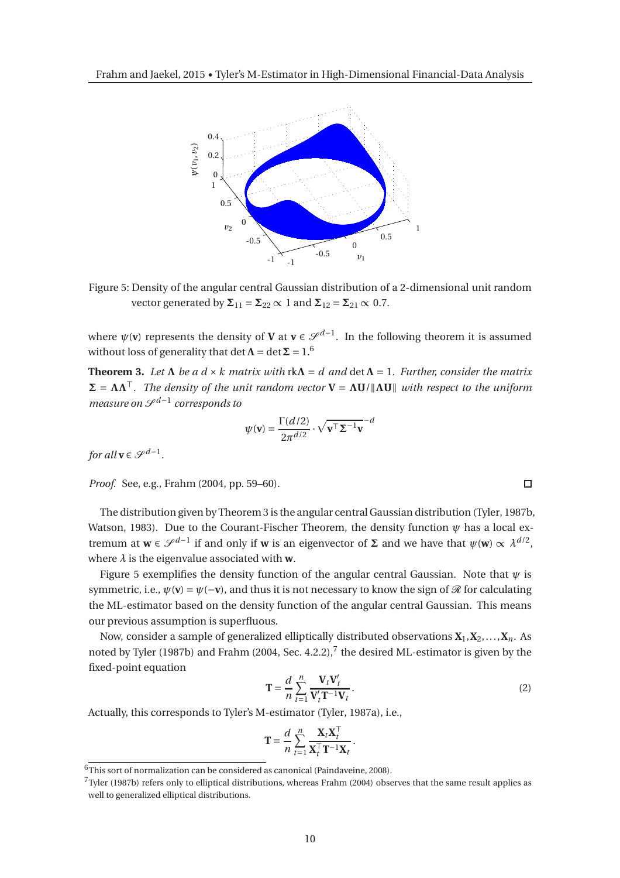Figure 5: Density of the angular central Gaussian distribution of a 2-dimensional unit random vector generated by $\boldsymbol{\Sigma}_{11} = \boldsymbol{\Sigma}_{22} \propto 1$ and $\boldsymbol{\Sigma}_{12} = \boldsymbol{\Sigma}_{21} \propto 0.7$.

where $\psi(\mathbf{v})$ represents the density of $\mathbf{V}$ at $\mathbf{v} \in \mathscr{S}^{d-1}$. In the following theorem it is assumed without loss of generality that $\det \boldsymbol{\Lambda} = \det \boldsymbol{\Sigma} = 1$.[6]

**Theorem 3.** *Let $\boldsymbol{\Lambda}$ be a $d \times k$ matrix with $\operatorname{rk} \boldsymbol{\Lambda} = d$ and $\det \boldsymbol{\Lambda} = 1$. Further, consider the matrix $\boldsymbol{\Sigma} = \boldsymbol{\Lambda}\boldsymbol{\Lambda}^\top$. The density of the unit random vector $\mathbf{V} = \boldsymbol{\Lambda}\mathbf{U}/\|\boldsymbol{\Lambda}\mathbf{U}\|$ with respect to the uniform measure on $\mathscr{S}^{d-1}$ corresponds to*

$$\psi(\mathbf{v}) = \frac{\Gamma(d/2)}{2\pi^{d/2}} \cdot \sqrt{\mathbf{v}^\top \boldsymbol{\Sigma}^{-1} \mathbf{v}}^{\,-d}$$

*for all $\mathbf{v} \in \mathscr{S}^{d-1}$.*

*Proof.* See, e.g., Frahm (2004, pp. 59–60). □

The distribution given by Theorem 3 is the angular central Gaussian distribution (Tyler, 1987b, Watson, 1983). Due to the Courant-Fischer Theorem, the density function $\psi$ has a local extremum at $\mathbf{w} \in \mathscr{S}^{d-1}$ if and only if $\mathbf{w}$ is an eigenvector of $\boldsymbol{\Sigma}$ and we have that $\psi(\mathbf{w}) \propto \lambda^{d/2}$, where $\lambda$ is the eigenvalue associated with $\mathbf{w}$.

Figure 5 exemplifies the density function of the angular central Gaussian. Note that $\psi$ is symmetric, i.e., $\psi(\mathbf{v}) = \psi(-\mathbf{v})$, and thus it is not necessary to know the sign of $\mathscr{R}$ for calculating the ML-estimator based on the density function of the angular central Gaussian. This means our previous assumption is superfluous.

Now, consider a sample of generalized elliptically distributed observations $\mathbf{X}_1, \mathbf{X}_2, \ldots, \mathbf{X}_n$. As noted by Tyler (1987b) and Frahm (2004, Sec. 4.2.2),[7] the desired ML-estimator is given by the fixed-point equation

$$\mathbf{T} = \frac{d}{n} \sum_{t=1}^{n} \frac{\mathbf{V}_t \mathbf{V}_t'}{\mathbf{V}_t' \mathbf{T}^{-1} \mathbf{V}_t}. \tag{2}$$

Actually, this corresponds to Tyler's M-estimator (Tyler, 1987a), i.e.,

$$\mathbf{T} = \frac{d}{n} \sum_{t=1}^{n} \frac{\mathbf{X}_t \mathbf{X}_t^\top}{\mathbf{X}_t^\top \mathbf{T}^{-1} \mathbf{X}_t}.$$

[6] This sort of normalization can be considered as canonical (Paindaveine, 2008).

[7] Tyler (1987b) refers only to elliptical distributions, whereas Frahm (2004) observes that the same result applies as well to generalized elliptical distributions.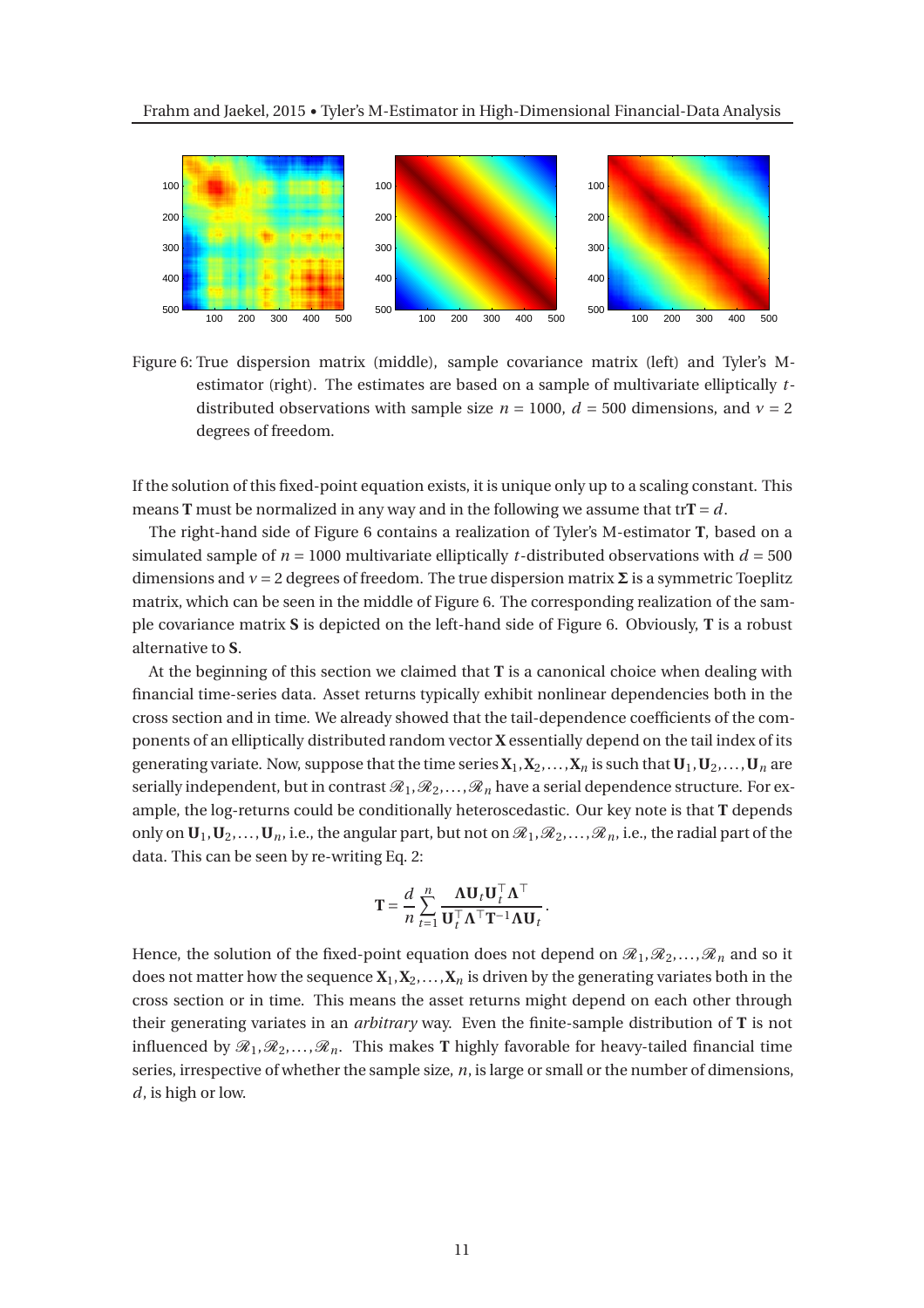Figure 6: True dispersion matrix (middle), sample covariance matrix (left) and Tyler's M-estimator (right). The estimates are based on a sample of multivariate elliptically $t$-distributed observations with sample size $n = 1000$, $d = 500$ dimensions, and $\nu = 2$ degrees of freedom.

If the solution of this fixed-point equation exists, it is unique only up to a scaling constant. This means $\mathbf{T}$ must be normalized in any way and in the following we assume that $\mathrm{tr}\mathbf{T} = d$.

The right-hand side of Figure 6 contains a realization of Tyler's M-estimator $\mathbf{T}$, based on a simulated sample of $n = 1000$ multivariate elliptically $t$-distributed observations with $d = 500$ dimensions and $\nu = 2$ degrees of freedom. The true dispersion matrix $\mathbf{\Sigma}$ is a symmetric Toeplitz matrix, which can be seen in the middle of Figure 6. The corresponding realization of the sample covariance matrix $\mathbf{S}$ is depicted on the left-hand side of Figure 6. Obviously, $\mathbf{T}$ is a robust alternative to $\mathbf{S}$.

At the beginning of this section we claimed that $\mathbf{T}$ is a canonical choice when dealing with financial time-series data. Asset returns typically exhibit nonlinear dependencies both in the cross section and in time. We already showed that the tail-dependence coefficients of the components of an elliptically distributed random vector $\mathbf{X}$ essentially depend on the tail index of its generating variate. Now, suppose that the time series $\mathbf{X}_1, \mathbf{X}_2, \ldots, \mathbf{X}_n$ is such that $\mathbf{U}_1, \mathbf{U}_2, \ldots, \mathbf{U}_n$ are serially independent, but in contrast $\mathscr{R}_1, \mathscr{R}_2, \ldots, \mathscr{R}_n$ have a serial dependence structure. For example, the log-returns could be conditionally heteroscedastic. Our key note is that $\mathbf{T}$ depends only on $\mathbf{U}_1, \mathbf{U}_2, \ldots, \mathbf{U}_n$, i.e., the angular part, but not on $\mathscr{R}_1, \mathscr{R}_2, \ldots, \mathscr{R}_n$, i.e., the radial part of the data. This can be seen by re-writing Eq. 2:

$$\mathbf{T} = \frac{d}{n} \sum_{t=1}^{n} \frac{\mathbf{\Lambda} \mathbf{U}_t \mathbf{U}_t^\top \mathbf{\Lambda}^\top}{\mathbf{U}_t^\top \mathbf{\Lambda}^\top \mathbf{T}^{-1} \mathbf{\Lambda} \mathbf{U}_t} .$$

Hence, the solution of the fixed-point equation does not depend on $\mathscr{R}_1, \mathscr{R}_2, \ldots, \mathscr{R}_n$ and so it does not matter how the sequence $\mathbf{X}_1, \mathbf{X}_2, \ldots, \mathbf{X}_n$ is driven by the generating variates both in the cross section or in time. This means the asset returns might depend on each other through their generating variates in an *arbitrary* way. Even the finite-sample distribution of $\mathbf{T}$ is not influenced by $\mathscr{R}_1, \mathscr{R}_2, \ldots, \mathscr{R}_n$. This makes $\mathbf{T}$ highly favorable for heavy-tailed financial time series, irrespective of whether the sample size, $n$, is large or small or the number of dimensions, $d$, is high or low.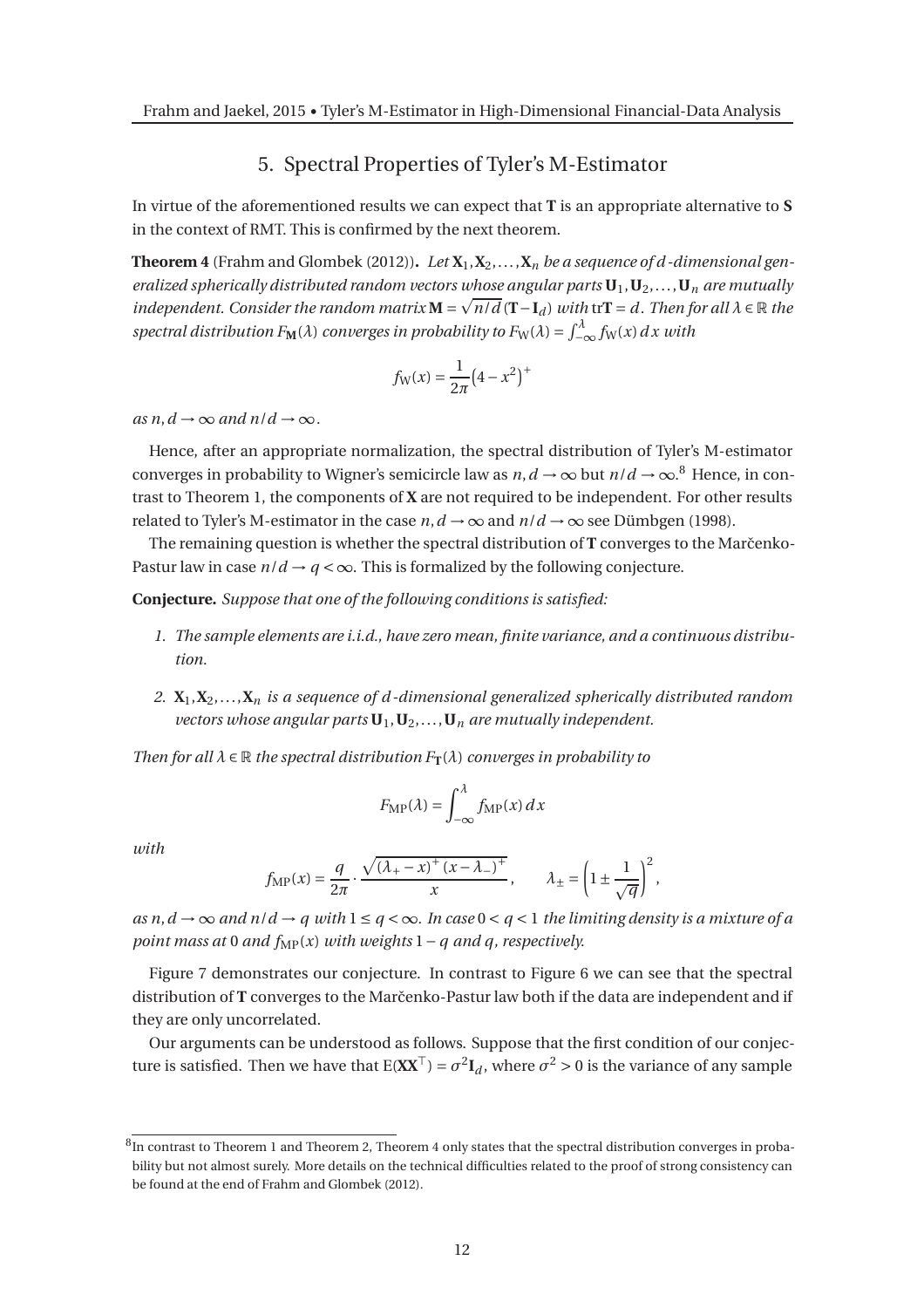## 5. Spectral Properties of Tyler's M-Estimator

In virtue of the aforementioned results we can expect that $\mathbf{T}$ is an appropriate alternative to $\mathbf{S}$ in the context of RMT. This is confirmed by the next theorem.

**Theorem 4** (Frahm and Glombek (2012)). *Let $\mathbf{X}_1, \mathbf{X}_2, \ldots, \mathbf{X}_n$ be a sequence of $d$-dimensional generalized spherically distributed random vectors whose angular parts $\mathbf{U}_1, \mathbf{U}_2, \ldots, \mathbf{U}_n$ are mutually independent. Consider the random matrix $\mathbf{M} = \sqrt{n/d}\,(\mathbf{T} - \mathbf{I}_d)$ with $\operatorname{tr}\mathbf{T} = d$. Then for all $\lambda \in \mathbb{R}$ the spectral distribution $F_{\mathbf{M}}(\lambda)$ converges in probability to $F_{\mathrm{W}}(\lambda) = \int_{-\infty}^{\lambda} f_{\mathrm{W}}(x)\,dx$ with*

$$f_{\mathrm{W}}(x) = \frac{1}{2\pi}\left(4 - x^2\right)^+$$

*as $n, d \to \infty$ and $n/d \to \infty$.*

Hence, after an appropriate normalization, the spectral distribution of Tyler's M-estimator converges in probability to Wigner's semicircle law as $n, d \to \infty$ but $n/d \to \infty$.[8] Hence, in contrast to Theorem 1, the components of $\mathbf{X}$ are not required to be independent. For other results related to Tyler's M-estimator in the case $n, d \to \infty$ and $n/d \to \infty$ see Dümbgen (1998).

The remaining question is whether the spectral distribution of $\mathbf{T}$ converges to the Marčenko-Pastur law in case $n/d \to q < \infty$. This is formalized by the following conjecture.

**Conjecture.** *Suppose that one of the following conditions is satisfied:*

1. *The sample elements are i.i.d., have zero mean, finite variance, and a continuous distribution.*
2. *$\mathbf{X}_1, \mathbf{X}_2, \ldots, \mathbf{X}_n$ is a sequence of $d$-dimensional generalized spherically distributed random vectors whose angular parts $\mathbf{U}_1, \mathbf{U}_2, \ldots, \mathbf{U}_n$ are mutually independent.*

*Then for all $\lambda \in \mathbb{R}$ the spectral distribution $F_{\mathbf{T}}(\lambda)$ converges in probability to*

$$F_{\mathrm{MP}}(\lambda) = \int_{-\infty}^{\lambda} f_{\mathrm{MP}}(x)\,dx$$

*with*

$$f_{\mathrm{MP}}(x) = \frac{q}{2\pi} \cdot \frac{\sqrt{(\lambda_+ - x)^+ (x - \lambda_-)^+}}{x}, \qquad \lambda_\pm = \left(1 \pm \frac{1}{\sqrt{q}}\right)^2,$$

*as $n, d \to \infty$ and $n/d \to q$ with $1 \le q < \infty$. In case $0 < q < 1$ the limiting density is a mixture of a point mass at $0$ and $f_{\mathrm{MP}}(x)$ with weights $1 - q$ and $q$, respectively.*

Figure 7 demonstrates our conjecture. In contrast to Figure 6 we can see that the spectral distribution of $\mathbf{T}$ converges to the Marčenko-Pastur law both if the data are independent and if they are only uncorrelated.

Our arguments can be understood as follows. Suppose that the first condition of our conjecture is satisfied. Then we have that $\mathrm{E}(\mathbf{X}\mathbf{X}^\top) = \sigma^2 \mathbf{I}_d$, where $\sigma^2 > 0$ is the variance of any sample

---

[8] In contrast to Theorem 1 and Theorem 2, Theorem 4 only states that the spectral distribution converges in probability but not almost surely. More details on the technical difficulties related to the proof of strong consistency can be found at the end of Frahm and Glombek (2012).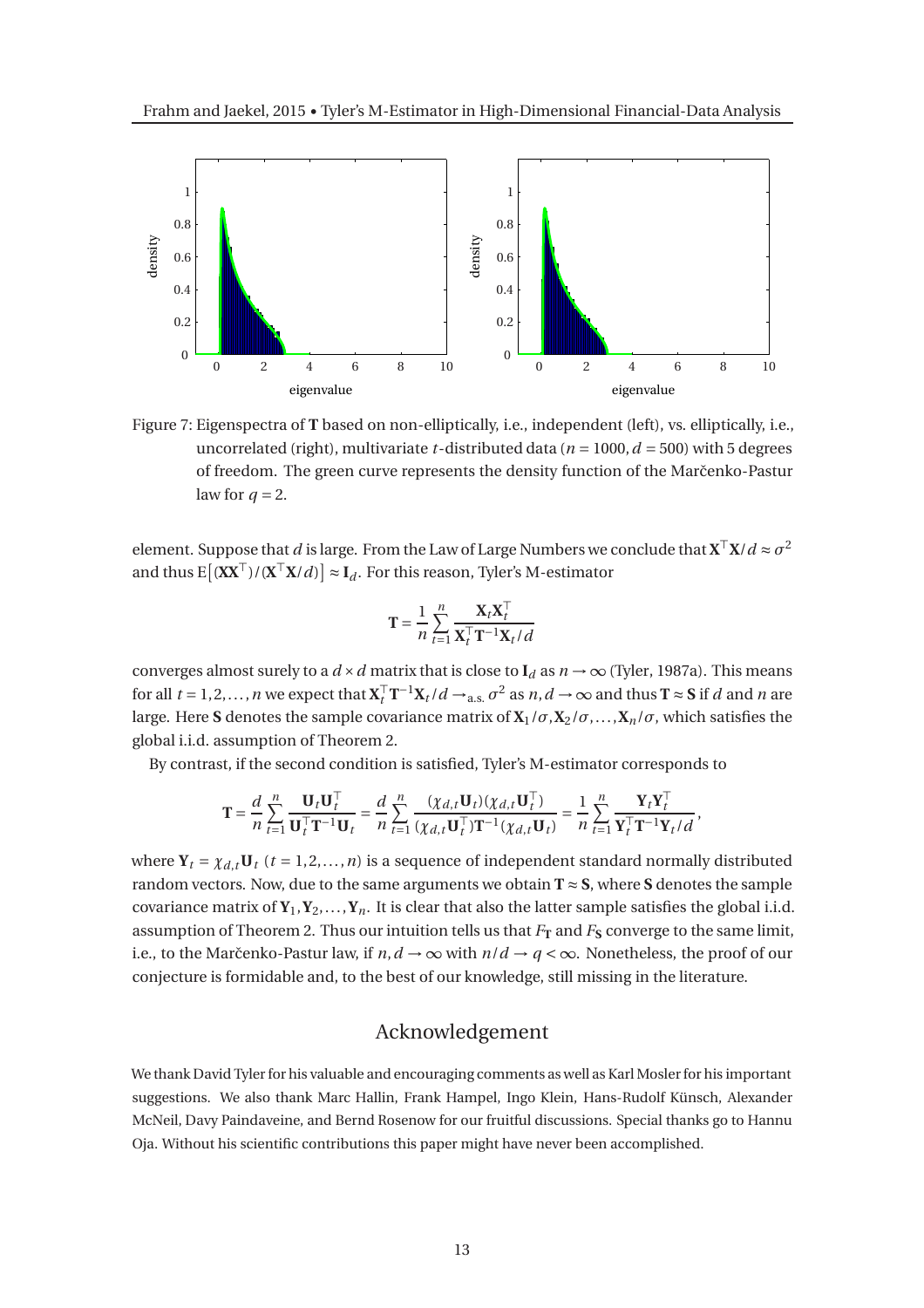Figure 7: Eigenspectra of $\mathbf{T}$ based on non-elliptically, i.e., independent (left), vs. elliptically, i.e., uncorrelated (right), multivariate $t$-distributed data ($n = 1000, d = 500$) with 5 degrees of freedom. The green curve represents the density function of the Marčenko-Pastur law for $q = 2$.

element. Suppose that $d$ is large. From the Law of Large Numbers we conclude that $\mathbf{X}^\top\mathbf{X}/d \approx \sigma^2$ and thus $\mathrm{E}\big[(\mathbf{X}\mathbf{X}^\top)/(\mathbf{X}^\top\mathbf{X}/d)\big] \approx \mathbf{I}_d$. For this reason, Tyler's M-estimator

$$\mathbf{T} = \frac{1}{n}\sum_{t=1}^{n} \frac{\mathbf{X}_t\mathbf{X}_t^\top}{\mathbf{X}_t^\top\mathbf{T}^{-1}\mathbf{X}_t/d}$$

converges almost surely to a $d \times d$ matrix that is close to $\mathbf{I}_d$ as $n \to \infty$ (Tyler, 1987a). This means for all $t = 1, 2, \ldots, n$ we expect that $\mathbf{X}_t^\top\mathbf{T}^{-1}\mathbf{X}_t/d \to_{\text{a.s.}} \sigma^2$ as $n, d \to \infty$ and thus $\mathbf{T} \approx \mathbf{S}$ if $d$ and $n$ are large. Here $\mathbf{S}$ denotes the sample covariance matrix of $\mathbf{X}_1/\sigma, \mathbf{X}_2/\sigma, \ldots, \mathbf{X}_n/\sigma$, which satisfies the global i.i.d. assumption of Theorem 2.

By contrast, if the second condition is satisfied, Tyler's M-estimator corresponds to

$$\mathbf{T} = \frac{d}{n}\sum_{t=1}^{n} \frac{\mathbf{U}_t\mathbf{U}_t^\top}{\mathbf{U}_t^\top\mathbf{T}^{-1}\mathbf{U}_t} = \frac{d}{n}\sum_{t=1}^{n} \frac{(\chi_{d,t}\mathbf{U}_t)(\chi_{d,t}\mathbf{U}_t^\top)}{(\chi_{d,t}\mathbf{U}_t^\top)\mathbf{T}^{-1}(\chi_{d,t}\mathbf{U}_t)} = \frac{1}{n}\sum_{t=1}^{n} \frac{\mathbf{Y}_t\mathbf{Y}_t^\top}{\mathbf{Y}_t^\top\mathbf{T}^{-1}\mathbf{Y}_t/d},$$

where $\mathbf{Y}_t = \chi_{d,t}\mathbf{U}_t$ ($t = 1, 2, \ldots, n$) is a sequence of independent standard normally distributed random vectors. Now, due to the same arguments we obtain $\mathbf{T} \approx \mathbf{S}$, where $\mathbf{S}$ denotes the sample covariance matrix of $\mathbf{Y}_1, \mathbf{Y}_2, \ldots, \mathbf{Y}_n$. It is clear that also the latter sample satisfies the global i.i.d. assumption of Theorem 2. Thus our intuition tells us that $F_{\mathbf{T}}$ and $F_{\mathbf{S}}$ converge to the same limit, i.e., to the Marčenko-Pastur law, if $n, d \to \infty$ with $n/d \to q < \infty$. Nonetheless, the proof of our conjecture is formidable and, to the best of our knowledge, still missing in the literature.

## Acknowledgement

We thank David Tyler for his valuable and encouraging comments as well as Karl Mosler for his important suggestions. We also thank Marc Hallin, Frank Hampel, Ingo Klein, Hans-Rudolf Künsch, Alexander McNeil, Davy Paindaveine, and Bernd Rosenow for our fruitful discussions. Special thanks go to Hannu Oja. Without his scientific contributions this paper might have never been accomplished.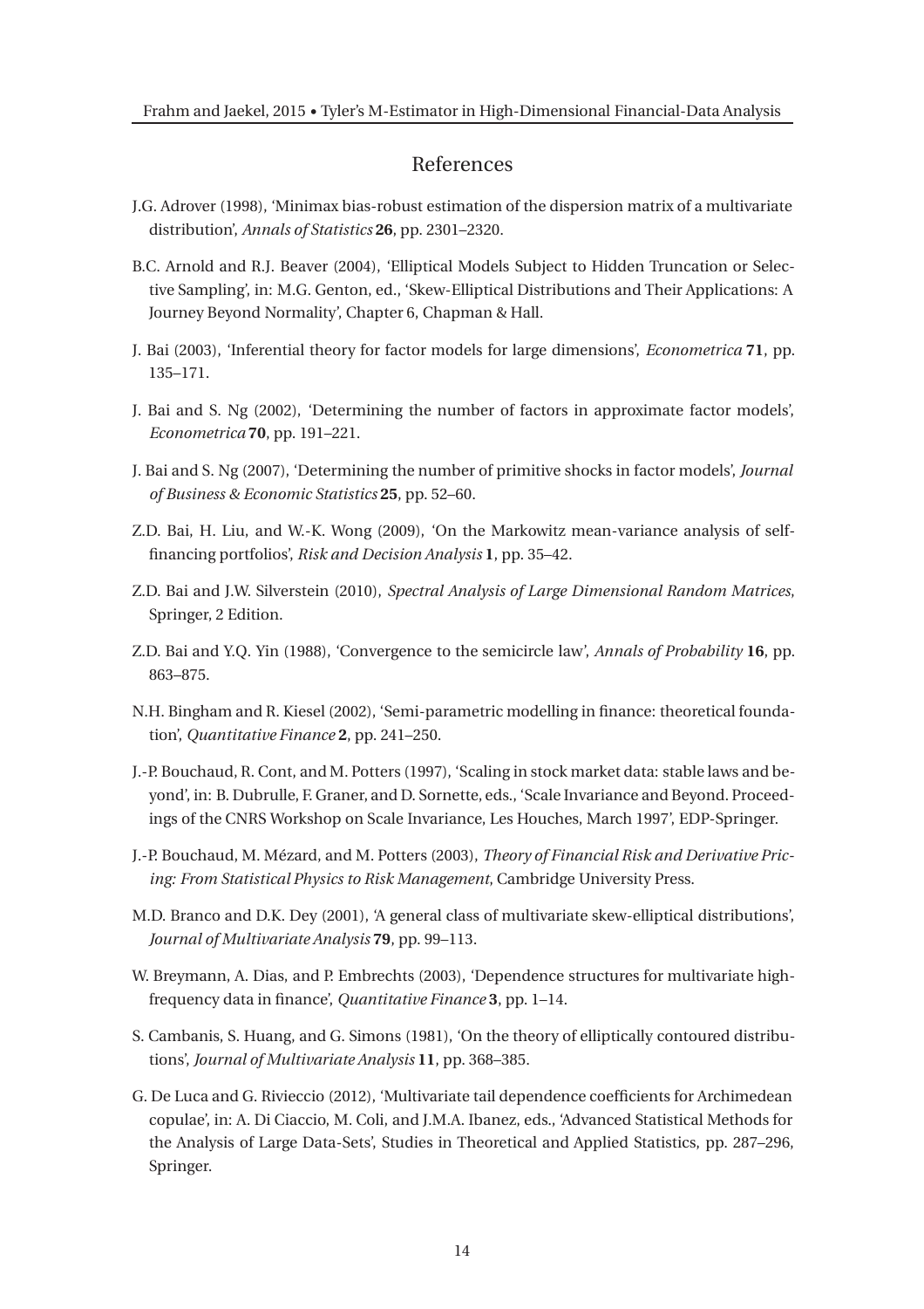## References

J.G. Adrover (1998), 'Minimax bias-robust estimation of the dispersion matrix of a multivariate distribution', *Annals of Statistics* **26**, pp. 2301–2320.

B.C. Arnold and R.J. Beaver (2004), 'Elliptical Models Subject to Hidden Truncation or Selective Sampling', in: M.G. Genton, ed., 'Skew-Elliptical Distributions and Their Applications: A Journey Beyond Normality', Chapter 6, Chapman & Hall.

J. Bai (2003), 'Inferential theory for factor models for large dimensions', *Econometrica* **71**, pp. 135–171.

J. Bai and S. Ng (2002), 'Determining the number of factors in approximate factor models', *Econometrica* **70**, pp. 191–221.

J. Bai and S. Ng (2007), 'Determining the number of primitive shocks in factor models', *Journal of Business & Economic Statistics* **25**, pp. 52–60.

Z.D. Bai, H. Liu, and W.-K. Wong (2009), 'On the Markowitz mean-variance analysis of self-financing portfolios', *Risk and Decision Analysis* **1**, pp. 35–42.

Z.D. Bai and J.W. Silverstein (2010), *Spectral Analysis of Large Dimensional Random Matrices*, Springer, 2 Edition.

Z.D. Bai and Y.Q. Yin (1988), 'Convergence to the semicircle law', *Annals of Probability* **16**, pp. 863–875.

N.H. Bingham and R. Kiesel (2002), 'Semi-parametric modelling in finance: theoretical foundation', *Quantitative Finance* **2**, pp. 241–250.

J.-P. Bouchaud, R. Cont, and M. Potters (1997), 'Scaling in stock market data: stable laws and beyond', in: B. Dubrulle, F. Graner, and D. Sornette, eds., 'Scale Invariance and Beyond. Proceedings of the CNRS Workshop on Scale Invariance, Les Houches, March 1997', EDP-Springer.

J.-P. Bouchaud, M. Mézard, and M. Potters (2003), *Theory of Financial Risk and Derivative Pricing: From Statistical Physics to Risk Management*, Cambridge University Press.

M.D. Branco and D.K. Dey (2001), 'A general class of multivariate skew-elliptical distributions', *Journal of Multivariate Analysis* **79**, pp. 99–113.

W. Breymann, A. Dias, and P. Embrechts (2003), 'Dependence structures for multivariate high-frequency data in finance', *Quantitative Finance* **3**, pp. 1–14.

S. Cambanis, S. Huang, and G. Simons (1981), 'On the theory of elliptically contoured distributions', *Journal of Multivariate Analysis* **11**, pp. 368–385.

G. De Luca and G. Rivieccio (2012), 'Multivariate tail dependence coefficients for Archimedean copulae', in: A. Di Ciaccio, M. Coli, and J.M.A. Ibanez, eds., 'Advanced Statistical Methods for the Analysis of Large Data-Sets', Studies in Theoretical and Applied Statistics, pp. 287–296, Springer.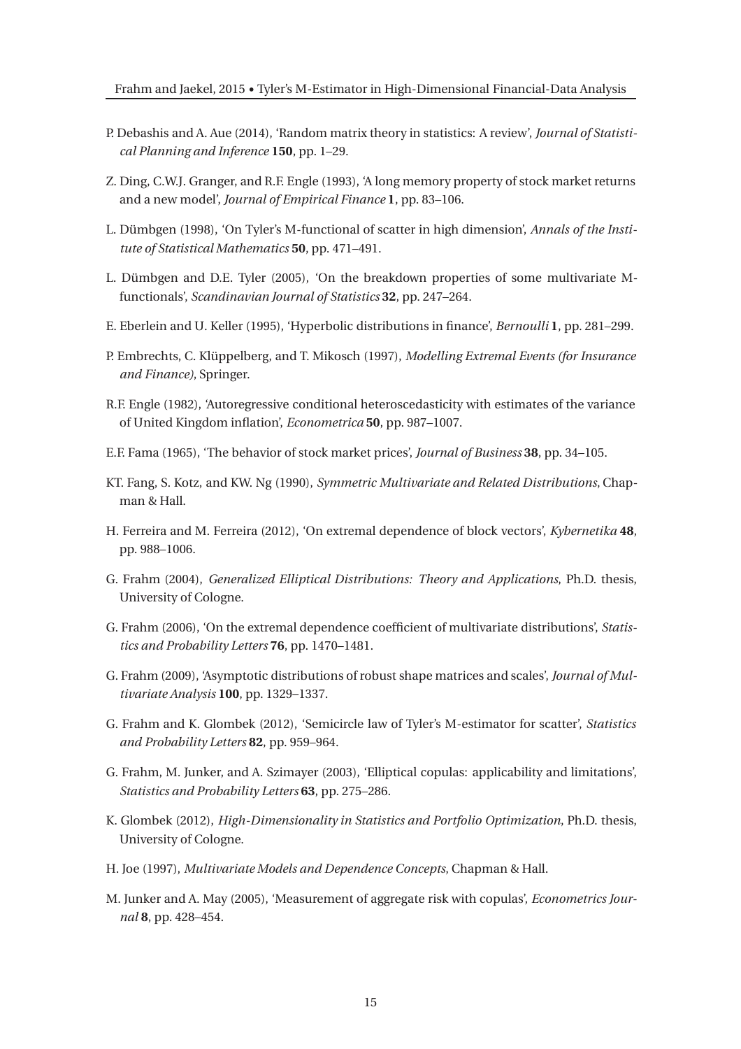P. Debashis and A. Aue (2014), 'Random matrix theory in statistics: A review', *Journal of Statistical Planning and Inference* **150**, pp. 1–29.

Z. Ding, C.W.J. Granger, and R.F. Engle (1993), 'A long memory property of stock market returns and a new model', *Journal of Empirical Finance* **1**, pp. 83–106.

L. Dümbgen (1998), 'On Tyler's M-functional of scatter in high dimension', *Annals of the Institute of Statistical Mathematics* **50**, pp. 471–491.

L. Dümbgen and D.E. Tyler (2005), 'On the breakdown properties of some multivariate M-functionals', *Scandinavian Journal of Statistics* **32**, pp. 247–264.

E. Eberlein and U. Keller (1995), 'Hyperbolic distributions in finance', *Bernoulli* **1**, pp. 281–299.

P. Embrechts, C. Klüppelberg, and T. Mikosch (1997), *Modelling Extremal Events (for Insurance and Finance)*, Springer.

R.F. Engle (1982), 'Autoregressive conditional heteroscedasticity with estimates of the variance of United Kingdom inflation', *Econometrica* **50**, pp. 987–1007.

E.F. Fama (1965), 'The behavior of stock market prices', *Journal of Business* **38**, pp. 34–105.

KT. Fang, S. Kotz, and KW. Ng (1990), *Symmetric Multivariate and Related Distributions*, Chapman & Hall.

H. Ferreira and M. Ferreira (2012), 'On extremal dependence of block vectors', *Kybernetika* **48**, pp. 988–1006.

G. Frahm (2004), *Generalized Elliptical Distributions: Theory and Applications*, Ph.D. thesis, University of Cologne.

G. Frahm (2006), 'On the extremal dependence coefficient of multivariate distributions', *Statistics and Probability Letters* **76**, pp. 1470–1481.

G. Frahm (2009), 'Asymptotic distributions of robust shape matrices and scales', *Journal of Multivariate Analysis* **100**, pp. 1329–1337.

G. Frahm and K. Glombek (2012), 'Semicircle law of Tyler's M-estimator for scatter', *Statistics and Probability Letters* **82**, pp. 959–964.

G. Frahm, M. Junker, and A. Szimayer (2003), 'Elliptical copulas: applicability and limitations', *Statistics and Probability Letters* **63**, pp. 275–286.

K. Glombek (2012), *High-Dimensionality in Statistics and Portfolio Optimization*, Ph.D. thesis, University of Cologne.

H. Joe (1997), *Multivariate Models and Dependence Concepts*, Chapman & Hall.

M. Junker and A. May (2005), 'Measurement of aggregate risk with copulas', *Econometrics Journal* **8**, pp. 428–454.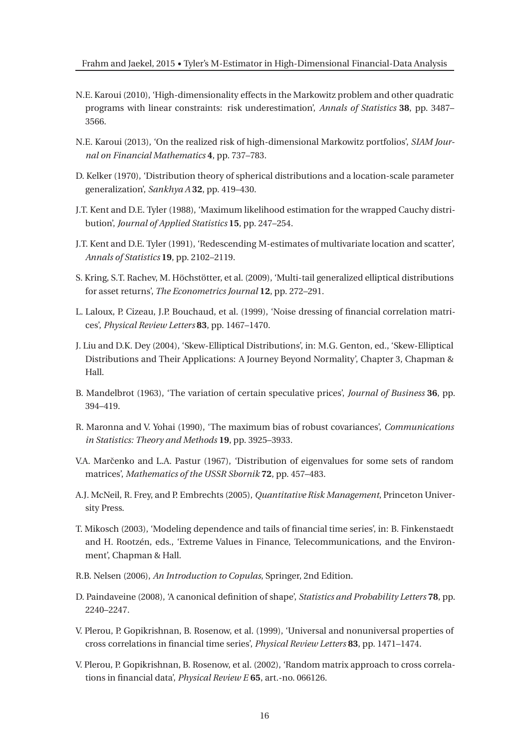N.E. Karoui (2010), 'High-dimensionality effects in the Markowitz problem and other quadratic programs with linear constraints: risk underestimation', *Annals of Statistics* **38**, pp. 3487–3566.

N.E. Karoui (2013), 'On the realized risk of high-dimensional Markowitz portfolios', *SIAM Journal on Financial Mathematics* **4**, pp. 737–783.

D. Kelker (1970), 'Distribution theory of spherical distributions and a location-scale parameter generalization', *Sankhya A* **32**, pp. 419–430.

J.T. Kent and D.E. Tyler (1988), 'Maximum likelihood estimation for the wrapped Cauchy distribution', *Journal of Applied Statistics* **15**, pp. 247–254.

J.T. Kent and D.E. Tyler (1991), 'Redescending M-estimates of multivariate location and scatter', *Annals of Statistics* **19**, pp. 2102–2119.

S. Kring, S.T. Rachev, M. Höchstötter, et al. (2009), 'Multi-tail generalized elliptical distributions for asset returns', *The Econometrics Journal* **12**, pp. 272–291.

L. Laloux, P. Cizeau, J.P. Bouchaud, et al. (1999), 'Noise dressing of financial correlation matrices', *Physical Review Letters* **83**, pp. 1467–1470.

J. Liu and D.K. Dey (2004), 'Skew-Elliptical Distributions', in: M.G. Genton, ed., 'Skew-Elliptical Distributions and Their Applications: A Journey Beyond Normality', Chapter 3, Chapman & Hall.

B. Mandelbrot (1963), 'The variation of certain speculative prices', *Journal of Business* **36**, pp. 394–419.

R. Maronna and V. Yohai (1990), 'The maximum bias of robust covariances', *Communications in Statistics: Theory and Methods* **19**, pp. 3925–3933.

V.A. Marčenko and L.A. Pastur (1967), 'Distribution of eigenvalues for some sets of random matrices', *Mathematics of the USSR Sbornik* **72**, pp. 457–483.

A.J. McNeil, R. Frey, and P. Embrechts (2005), *Quantitative Risk Management*, Princeton University Press.

T. Mikosch (2003), 'Modeling dependence and tails of financial time series', in: B. Finkenstaedt and H. Rootzén, eds., 'Extreme Values in Finance, Telecommunications, and the Environment', Chapman & Hall.

R.B. Nelsen (2006), *An Introduction to Copulas*, Springer, 2nd Edition.

D. Paindaveine (2008), 'A canonical definition of shape', *Statistics and Probability Letters* **78**, pp. 2240–2247.

V. Plerou, P. Gopikrishnan, B. Rosenow, et al. (1999), 'Universal and nonuniversal properties of cross correlations in financial time series', *Physical Review Letters* **83**, pp. 1471–1474.

V. Plerou, P. Gopikrishnan, B. Rosenow, et al. (2002), 'Random matrix approach to cross correlations in financial data', *Physical Review E* **65**, art.-no. 066126.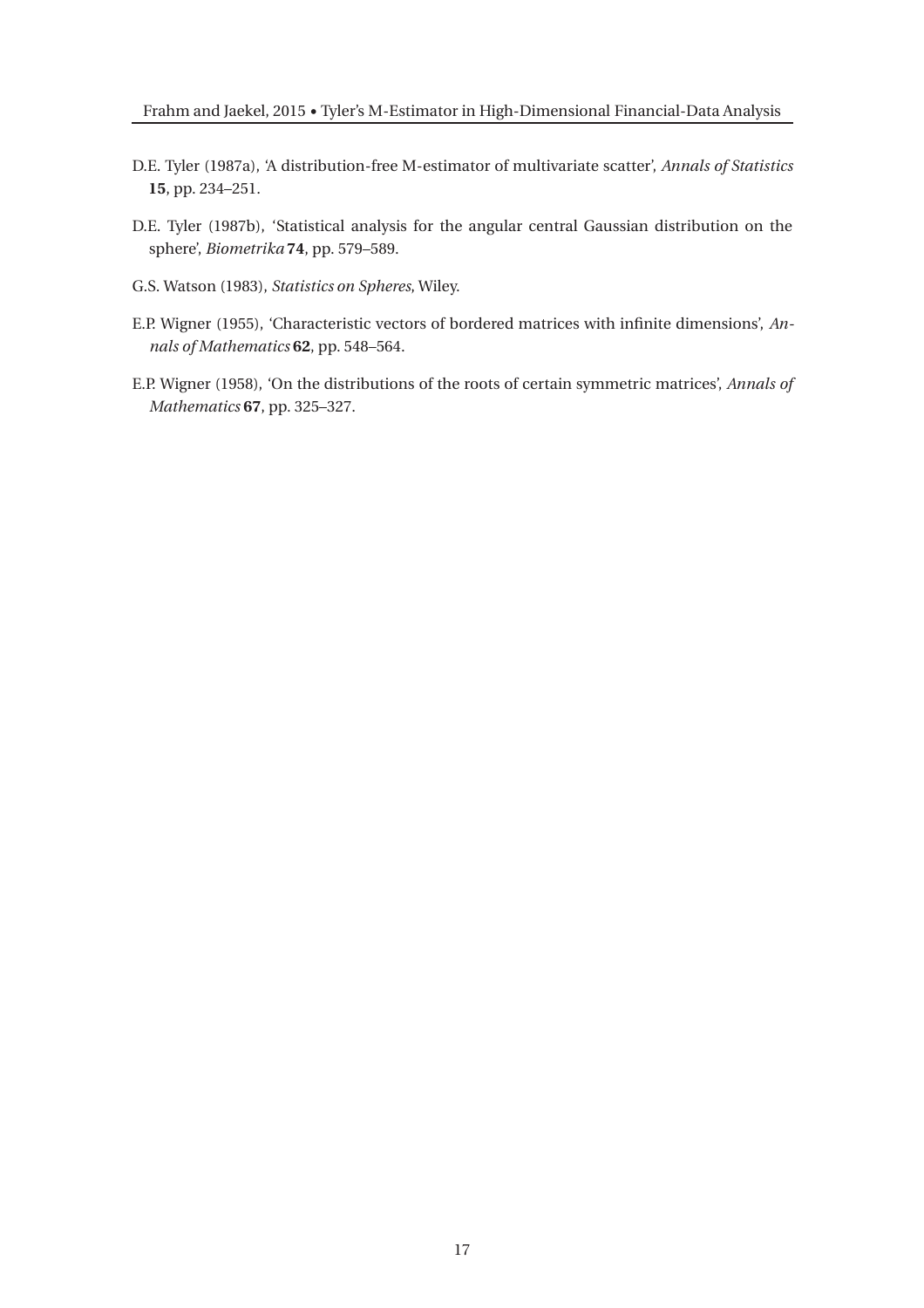D.E. Tyler (1987a), 'A distribution-free M-estimator of multivariate scatter', *Annals of Statistics* **15**, pp. 234–251.

D.E. Tyler (1987b), 'Statistical analysis for the angular central Gaussian distribution on the sphere', *Biometrika* **74**, pp. 579–589.

G.S. Watson (1983), *Statistics on Spheres*, Wiley.

E.P. Wigner (1955), 'Characteristic vectors of bordered matrices with infinite dimensions', *Annals of Mathematics* **62**, pp. 548–564.

E.P. Wigner (1958), 'On the distributions of the roots of certain symmetric matrices', *Annals of Mathematics* **67**, pp. 325–327.